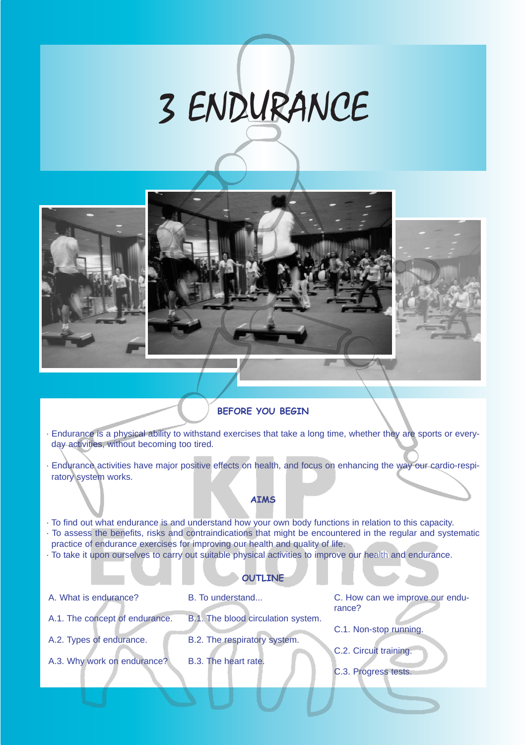# 3 ENDURANCE

## BEFORE YOU BEGIN

- Endurance is a physical ability to withstand exercises that take a long time, whether they are sports or everyday activities, without becoming too tired.
- Endurance activities have major positive effects on health, and focus on enhancing the way our cardio-respiratory system works.

## AIMS

- To find out what endurance is and understand how your own body functions in relation to this capacity.
- To assess the benefits, risks and contraindications that might be encountered in the regular and systematic practice of endurance exercises for improving our health and quality of life.
- To take it upon ourselves to carry out suitable physical activities to improve our health and endurance.

## OUTLINE

A. What is endurance?

A.1. The concept of endurance.

A.2. Types of endurance.

A.3. Why work on endurance?

B. To understand...

B.1. The blood circulation system.

B.2. The respiratory system.

B.3. The heart rate.

C. How can we improve our endurance?

C.1. Non-stop running.

C.2. Circuit training.

C.3. Progress tests.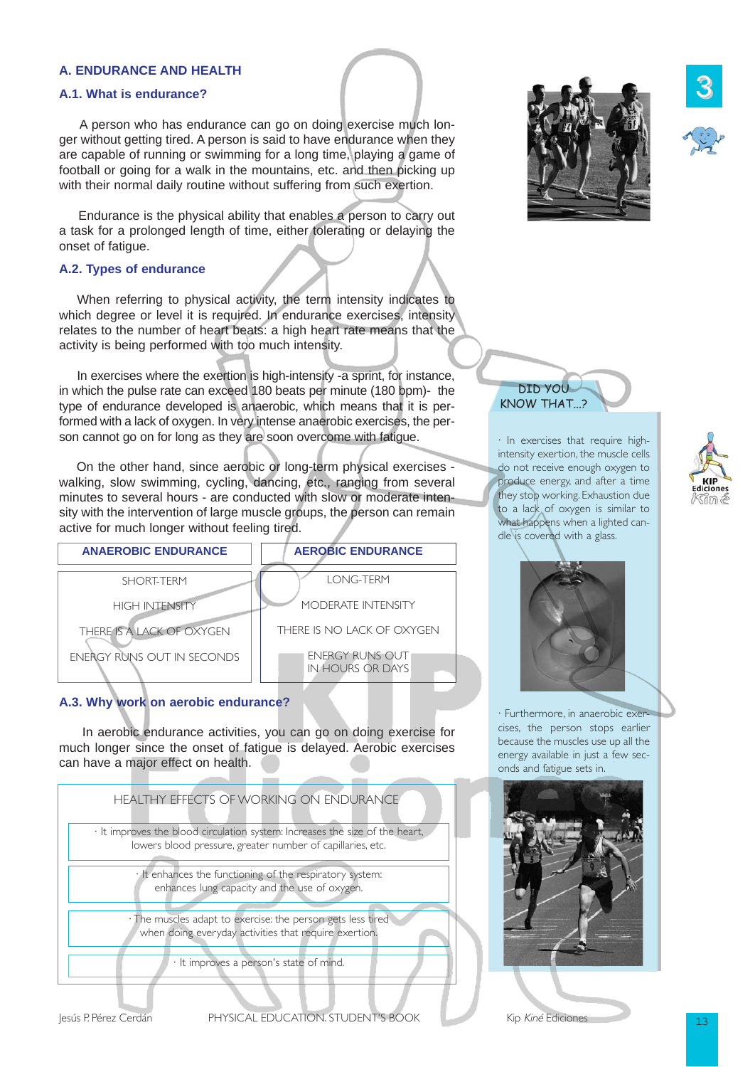# A. ENDURANCE AND HEALTH

## A.1. What is endurance?

A person who has endurance can go on doing exercise much longer without getting tired. A person is said to have endurance when they are capable of running or swimming for a long time, playing a game of football or going for a walk in the mountains, etc. and then picking up with their normal daily routine without suffering from such exertion.

Endurance is the physical ability that enables a person to carry out a task for a prolonged length of time, either tolerating or delaying the onset of fatigue.

## A.2. Types of endurance

When referring to physical activity, the term intensity indicates to which degree or level it is required. In endurance exercises, intensity relates to the number of heart beats: a high heart rate means that the activity is being performed with too much intensity.

In exercises where the exertion is high-intensity -a sprint, for instance, in which the pulse rate can exceed 180 beats per minute (180 bpm)- the type of endurance developed is anaerobic, which means that it is performed with a lack of oxygen. In very intense anaerobic exercises, the person cannot go on for long as they are soon overcome with fatigue.

On the other hand, since aerobic or long-term physical exercises - walking, slow swimming, cycling, dancing, etc., ranging from several minutes to several hours - are conducted with slow or moderate intensity with the intervention of large muscle groups, the person can remain active for much longer without feeling tired.

| ANAEROBIC ENDURANCE | AEROBIC ENDURANCE |
|---|---|
| SHORT-TERM | LONG-TERM |
| HIGH INTENSITY | MODERATE INTENSITY |
| THERE IS A LACK OF OXYGEN | THERE IS NO LACK OF OXYGEN |
| ENERGY RUNS OUT IN SECONDS | ENERGY RUNS OUT IN HOURS OR DAYS |

## A.3. Why work on aerobic endurance?

In aerobic endurance activities, you can go on doing exercise for much longer since the onset of fatigue is delayed. Aerobic exercises can have a major effect on health.

| HEALTHY EFFECTS OF WORKING ON ENDURANCE |
|---|
| · It improves the blood circulation system: Increases the size of the heart, lowers blood pressure, greater number of capillaries, etc. |
| · It enhances the functioning of the respiratory system: enhances lung capacity and the use of oxygen. |
| · The muscles adapt to exercise: the person gets less tired when doing everyday activities that require exertion. |
| · It improves a person's state of mind. |

**DID YOU KNOW THAT...?**

· In exercises that require high-intensity exertion, the muscle cells do not receive enough oxygen to produce energy, and after a time they stop working. Exhaustion due to a lack of oxygen is similar to what happens when a lighted candle is covered with a glass.

· Furthermore, in anaerobic exercises, the person stops earlier because the muscles use up all the energy available in just a few seconds and fatigue sets in.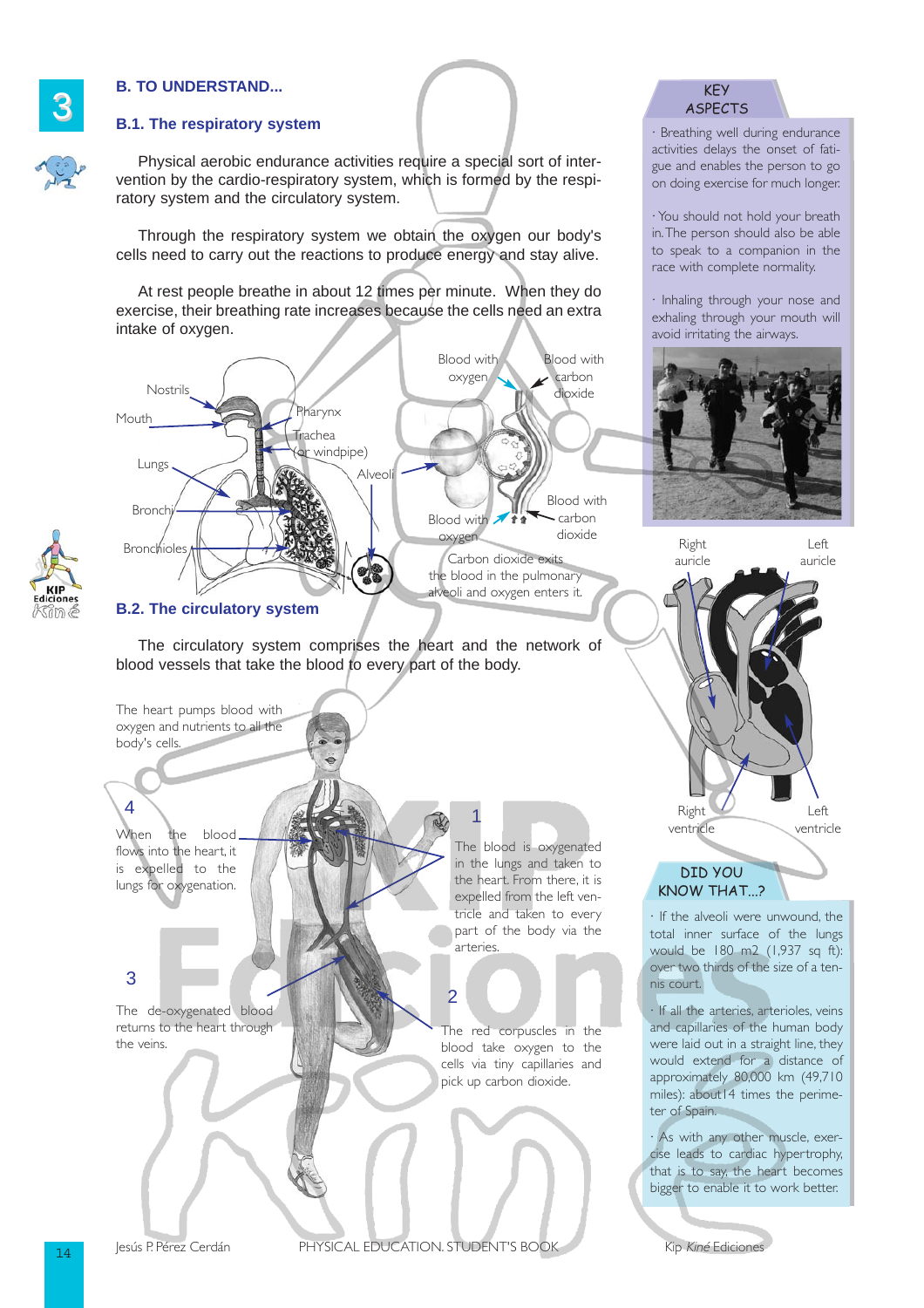## B. TO UNDERSTAND...

### B.1. The respiratory system

Physical aerobic endurance activities require a special sort of intervention by the cardio-respiratory system, which is formed by the respiratory system and the circulatory system.

Through the respiratory system we obtain the oxygen our body's cells need to carry out the reactions to produce energy and stay alive.

At rest people breathe in about 12 times per minute. When they do exercise, their breathing rate increases because the cells need an extra intake of oxygen.

Nostrils
Mouth
Lungs
Bronchi
Bronchioles
Pharynx
Trachea (or windpipe)
Alveoli

Blood with oxygen
Blood with carbon dioxide
Blood with oxygen
Blood with carbon dioxide

Carbon dioxide exits the blood in the pulmonary alveoli and oxygen enters it.

### B.2. The circulatory system

The circulatory system comprises the heart and the network of blood vessels that take the blood to every part of the body.

The heart pumps blood with oxygen and nutrients to all the body's cells.

4
When the blood flows into the heart, it is expelled to the lungs for oxygenation.

3
The de-oxygenated blood returns to the heart through the veins.

1
The blood is oxygenated in the lungs and taken to the heart. From there, it is expelled from the left ventricle and taken to every part of the body via the arteries.

2
The red corpuscles in the blood take oxygen to the cells via tiny capillaries and pick up carbon dioxide.

#### KEY ASPECTS

· Breathing well during endurance activities delays the onset of fatigue and enables the person to go on doing exercise for much longer.

· You should not hold your breath in. The person should also be able to speak to a companion in the race with complete normality.

· Inhaling through your nose and exhaling through your mouth will avoid irritating the airways.

Right auricle
Left auricle
Right ventricle
Left ventricle

#### DID YOU KNOW THAT...?

· If the alveoli were unwound, the total inner surface of the lungs would be 180 m2 (1,937 sq ft): over two thirds of the size of a tennis court.

· If all the arteries, arterioles, veins and capillaries of the human body were laid out in a straight line, they would extend for a distance of approximately 80,000 km (49,710 miles): about14 times the perimeter of Spain.

· As with any other muscle, exercise leads to cardiac hypertrophy, that is to say, the heart becomes bigger to enable it to work better.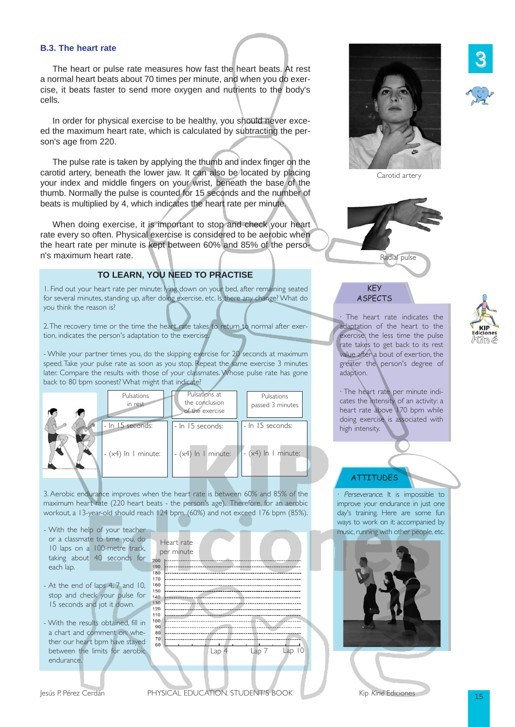### B.3. The heart rate

The heart or pulse rate measures how fast the heart beats. At rest a normal heart beats about 70 times per minute, and when you do exercise, it beats faster to send more oxygen and nutrients to the body's cells.

In order for physical exercise to be healthy, you should never exceed the maximum heart rate, which is calculated by subtracting the person's age from 220.

The pulse rate is taken by applying the thumb and index finger on the carotid artery, beneath the lower jaw. It can also be located by placing your index and middle fingers on your wrist, beneath the base of the thumb. Normally the pulse is counted for 15 seconds and the number of beats is multiplied by 4, which indicates the heart rate per minute.

When doing exercise, it is important to stop and check your heart rate every so often. Physical exercise is considered to be aerobic when the heart rate per minute is kept between 60% and 85% of the person's maximum heart rate.

Carotid artery

Radial pulse

#### TO LEARN, YOU NEED TO PRACTISE

1. Find out your heart rate per minute: lying down on your bed, after remaining seated for several minutes, standing up, after doing exercise, etc. Is there any change? What do you think the reason is?

2. The recovery time or the time the heart rate takes to return to normal after exertion, indicates the person's adaptation to the exercise.

- While your partner times you, do the skipping exercise for 20 seconds at maximum speed. Take your pulse rate as soon as you stop. Repeat the same exercise 3 minutes later. Compare the results with those of your classmates. Whose pulse rate has gone back to 80 bpm soonest? What might that indicate?

| Pulsations in rest | Pulsations at the conclusion of the exercise | Pulsations passed 3 minutes |
|---|---|---|
| - In 15 seconds: | - In 15 seconds: | - In 15 seconds: |
| - (x4) In 1 minute: | - (x4) In 1 minute: | - (x4) In 1 minute: |

3. Aerobic endurance improves when the heart rate is between 60% and 85% of the maximum heart rate (220 heart beats - the person's age). Therefore, for an aerobic workout, a 13-year-old should reach 124 bpm. (60%) and not exceed 176 bpm (85%).

- With the help of your teacher or a classmate to time you, do 10 laps on a 100-metre track, taking about 40 seconds for each lap.

- At the end of laps 4, 7 and 10, stop and check your pulse for 15 seconds and jot it down.

- With the results obtained, fill in a chart and comment on whether our heart bpm have stayed between the limits for aerobic endurance.

Heart rate per minute

200
190
180
170
160
150
140
130
120
110
100
90
80
70
60

Lap 4 Lap 7 Lap 10

#### KEY ASPECTS

· The heart rate indicates the adaptation of the heart to the exercise: the less time the pulse rate takes to get back to its rest value after a bout of exertion, the greater the person's degree of adaption.

· The heart rate per minute indicates the intensity of an activity: a heart rate above 170 bpm while doing exercise is associated with high intensity.

#### ATTITUDES

· *Perseverance*. It is impossible to improve your endurance in just one day's training. Here are some fun ways to work on it: accompanied by music, running with other people, etc.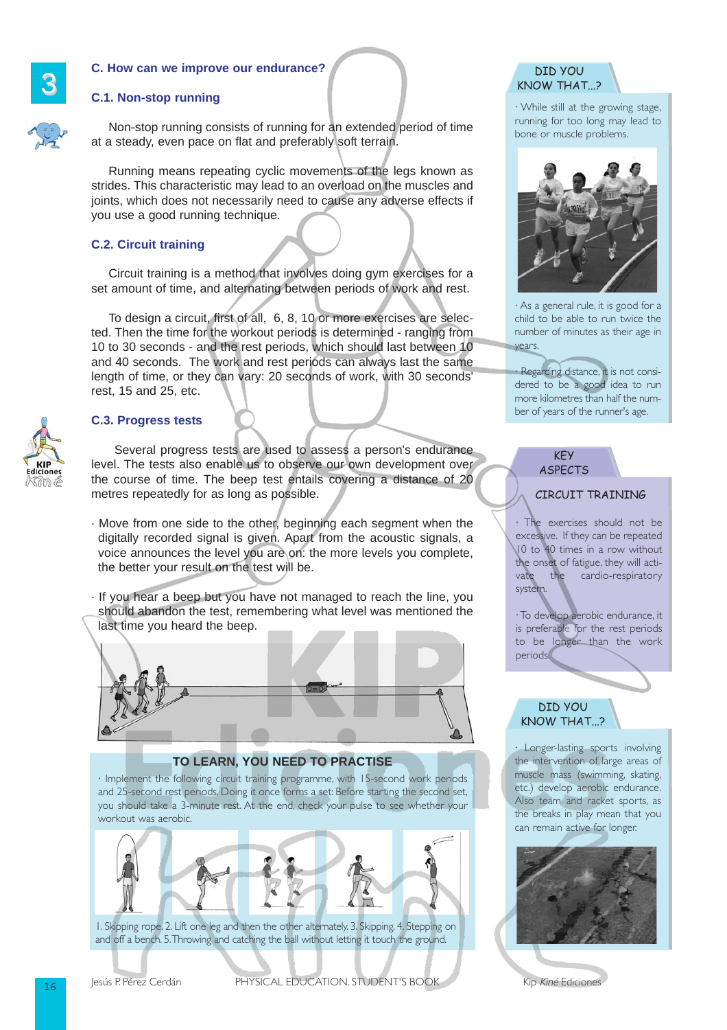## C. How can we improve our endurance?

### C.1. Non-stop running

Non-stop running consists of running for an extended period of time at a steady, even pace on flat and preferably soft terrain.

Running means repeating cyclic movements of the legs known as strides. This characteristic may lead to an overload on the muscles and joints, which does not necessarily need to cause any adverse effects if you use a good running technique.

### C.2. Circuit training

Circuit training is a method that involves doing gym exercises for a set amount of time, and alternating between periods of work and rest.

To design a circuit, first of all, 6, 8, 10 or more exercises are selected. Then the time for the workout periods is determined - ranging from 10 to 30 seconds - and the rest periods, which should last between 10 and 40 seconds. The work and rest periods can always last the same length of time, or they can vary: 20 seconds of work, with 30 seconds' rest, 15 and 25, etc.

### C.3. Progress tests

Several progress tests are used to assess a person's endurance level. The tests also enable us to observe our own development over the course of time. The beep test entails covering a distance of 20 metres repeatedly for as long as possible.

· Move from one side to the other, beginning each segment when the digitally recorded signal is given. Apart from the acoustic signals, a voice announces the level you are on: the more levels you complete, the better your result on the test will be.

· If you hear a beep but you have not managed to reach the line, you should abandon the test, remembering what level was mentioned the last time you heard the beep.

### TO LEARN, YOU NEED TO PRACTISE

· Implement the following circuit training programme, with 15-second work periods and 25-second rest periods. Doing it once forms a set. Before starting the second set, you should take a 3-minute rest. At the end, check your pulse to see whether your workout was aerobic.

1. Skipping rope. 2. Lift one leg and then the other alternately. 3. Skipping. 4. Stepping on and off a bench. 5. Throwing and catching the ball without letting it touch the ground.

### DID YOU KNOW THAT...?

· While still at the growing stage, running for too long may lead to bone or muscle problems.

· As a general rule, it is good for a child to be able to run twice the number of minutes as their age in years.

· Regarding distance, it is not considered to be a good idea to run more kilometres than half the number of years of the runner's age.

### KEY ASPECTS

#### CIRCUIT TRAINING

· The exercises should not be excessive. If they can be repeated 10 to 40 times in a row without the onset of fatigue, they will activate the cardio-respiratory system.

· To develop aerobic endurance, it is preferable for the rest periods to be longer than the work periods.

### DID YOU KNOW THAT...?

· Longer-lasting sports involving the intervention of large areas of muscle mass (swimming, skating, etc.) develop aerobic endurance. Also team and racket sports, as the breaks in play mean that you can remain active for longer.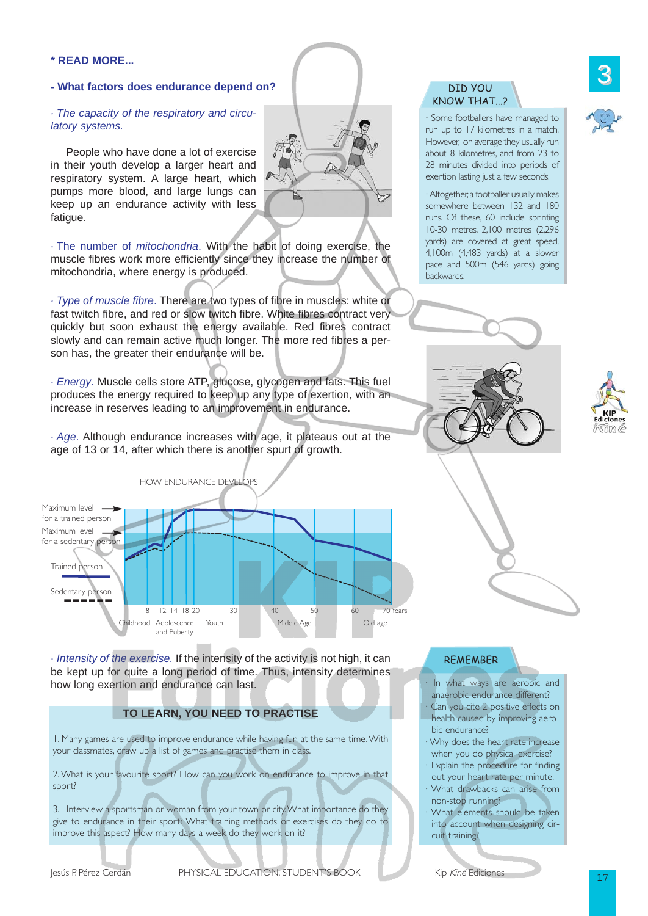**\* READ MORE...**

### - What factors does endurance depend on?

*· The capacity of the respiratory and circulatory systems.*

People who have done a lot of exercise in their youth develop a larger heart and respiratory system. A large heart, which pumps more blood, and large lungs can keep up an endurance activity with less fatigue.

· The number of *mitochondria*. With the habit of doing exercise, the muscle fibres work more efficiently since they increase the number of mitochondria, where energy is produced.

*· Type of muscle fibre*. There are two types of fibre in muscles: white or fast twitch fibre, and red or slow twitch fibre. White fibres contract very quickly but soon exhaust the energy available. Red fibres contract slowly and can remain active much longer. The more red fibres a person has, the greater their endurance will be.

*· Energy*. Muscle cells store ATP, glucose, glycogen and fats. This fuel produces the energy required to keep up any type of exertion, with an increase in reserves leading to an improvement in endurance.

*· Age*. Although endurance increases with age, it plateaus out at the age of 13 or 14, after which there is another spurt of growth.

HOW ENDURANCE DEVELOPS

Maximum level for a trained person

Maximum level for a sedentary person

Trained person

Sedentary person

8 12 14 18 20 30 40 50 60 70 Years

Childhood Adolescence and Puberty Youth Middle Age Old age

*· Intensity of the exercise*. If the intensity of the activity is not high, it can be kept up for quite a long period of time. Thus, intensity determines how long exertion and endurance can last.

### TO LEARN, YOU NEED TO PRACTISE

1. Many games are used to improve endurance while having fun at the same time. With your classmates, draw up a list of games and practise them in class.

2. What is your favourite sport? How can you work on endurance to improve in that sport?

3. Interview a sportsman or woman from your town or city. What importance do they give to endurance in their sport? What training methods or exercises do they do to improve this aspect? How many days a week do they work on it?

### DID YOU KNOW THAT...?

· Some footballers have managed to run up to 17 kilometres in a match. However, on average they usually run about 8 kilometres, and from 23 to 28 minutes divided into periods of exertion lasting just a few seconds.

· Altogether, a footballer usually makes somewhere between 132 and 180 runs. Of these, 60 include sprinting 10-30 metres. 2,100 metres (2,296 yards) are covered at great speed, 4,100m (4,483 yards) at a slower pace and 500m (546 yards) going backwards.

### REMEMBER

- In what ways are aerobic and anaerobic endurance different?
- Can you cite 2 positive effects on health caused by improving aerobic endurance?
- Why does the heart rate increase when you do physical exercise?
- Explain the procedure for finding out your heart rate per minute.
- What drawbacks can arise from non-stop running?
- What elements should be taken into account when designing circuit training?